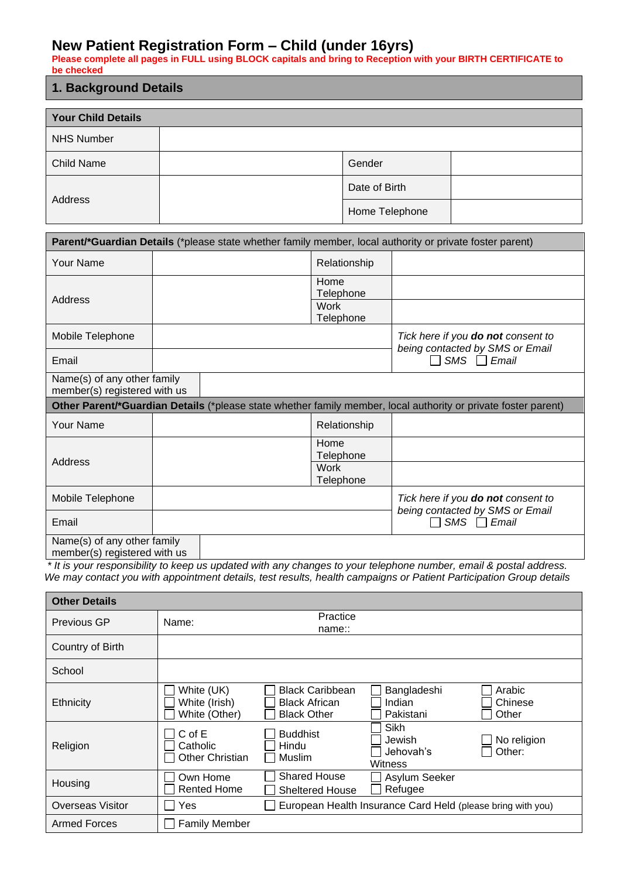# New Patient Registration Form – Child (under 16yrs)

**Please complete all pages in FULL using BLOCK capitals and bring to Reception with your BIRTH CERTIFICATE to be checked**

## 1. Background Details

| **Your Child Details** | | | |
|---|---|---|---|
| NHS Number | | | |
| Child Name | | Gender | |
| Address | | Date of Birth | |
| | | Home Telephone | |

| **Parent/*Guardian Details** (*please state whether family member, local authority or private foster parent) | | | |
|---|---|---|---|
| Your Name | | Relationship | |
| Address | | Home Telephone | |
| | | Work Telephone | |
| Mobile Telephone | | | *Tick here if you **do not** consent to being contacted by SMS or Email* ☐ *SMS* ☐ *Email* |
| Email | | | |
| Name(s) of any other family member(s) registered with us | | | |

| **Other Parent/*Guardian Details** (*please state whether family member, local authority or private foster parent) | | | |
|---|---|---|---|
| Your Name | | Relationship | |
| Address | | Home Telephone | |
| | | Work Telephone | |
| Mobile Telephone | | | *Tick here if you **do not** consent to being contacted by SMS or Email* ☐ *SMS* ☐ *Email* |
| Email | | | |
| Name(s) of any other family member(s) registered with us | | | |

*\* It is your responsibility to keep us updated with any changes to your telephone number, email & postal address. We may contact you with appointment details, test results, health campaigns or Patient Participation Group details*

| **Other Details** | | | | |
|---|---|---|---|---|
| Previous GP | Name: | Practice name:: | | |
| Country of Birth | | | | |
| School | | | | |
| Ethnicity | ☐ White (UK)<br>☐ White (Irish)<br>☐ White (Other) | ☐ Black Caribbean<br>☐ Black African<br>☐ Black Other | ☐ Bangladeshi<br>☐ Indian<br>☐ Pakistani | ☐ Arabic<br>☐ Chinese<br>☐ Other |
| Religion | ☐ C of E<br>☐ Catholic<br>☐ Other Christian | ☐ Buddhist<br>☐ Hindu<br>☐ Muslim | ☐ Sikh<br>☐ Jewish<br>☐ Jehovah's Witness | ☐ No religion<br>☐ Other: |
| Housing | ☐ Own Home<br>☐ Rented Home | ☐ Shared House<br>☐ Sheltered House | ☐ Asylum Seeker<br>☐ Refugee | |
| Overseas Visitor | ☐ Yes | ☐ European Health Insurance Card Held (please bring with you) | | |
| Armed Forces | ☐ Family Member | | | |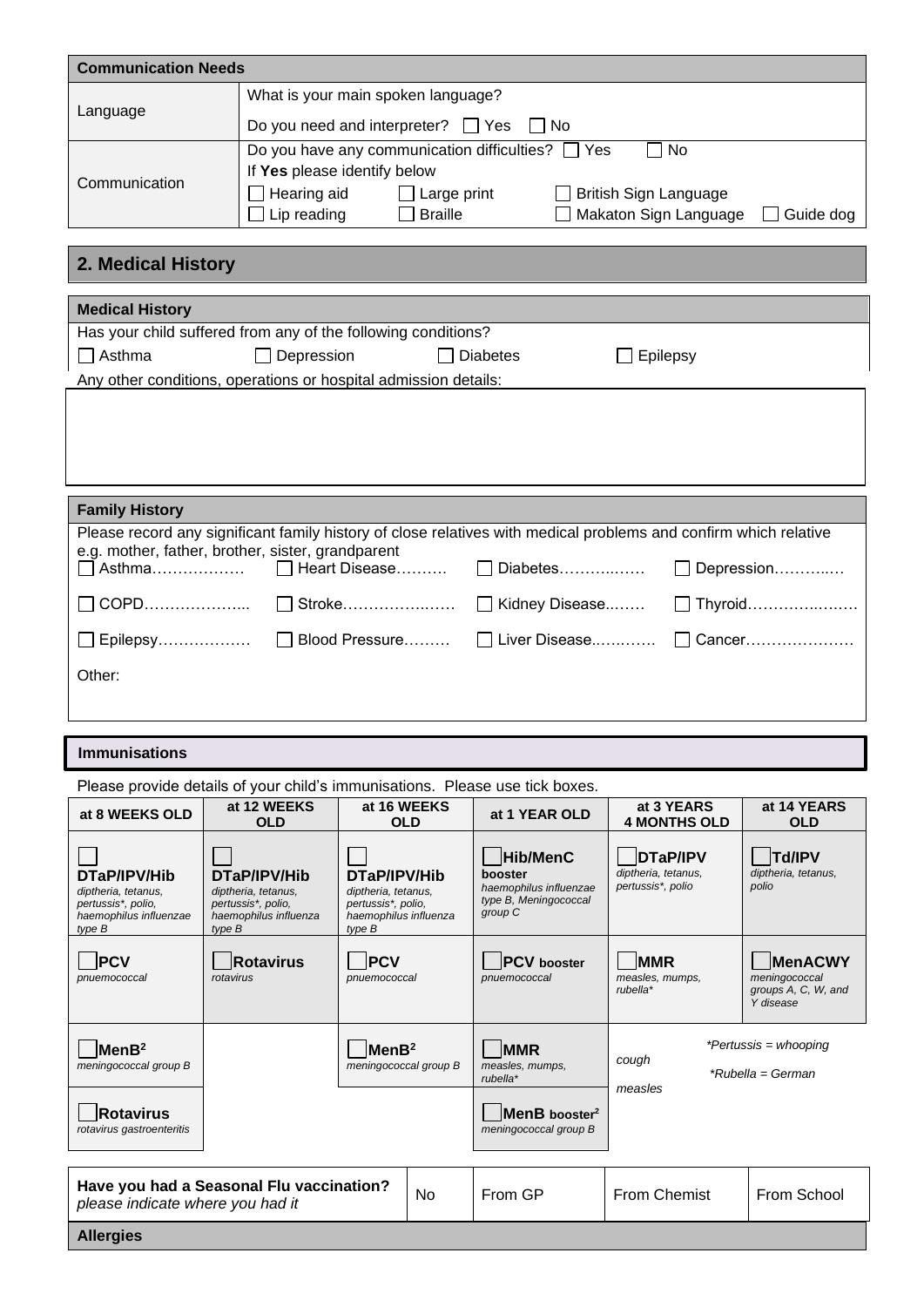| Communication Needs | |
|---|---|
| Language | What is your main spoken language?<br>Do you need and interpreter? ☐ Yes ☐ No |
| Communication | Do you have any communication difficulties? ☐ Yes ☐ No<br>If **Yes** please identify below<br>☐ Hearing aid ☐ Large print ☐ British Sign Language<br>☐ Lip reading ☐ Braille ☐ Makaton Sign Language ☐ Guide dog |

## 2. Medical History

**Medical History**

Has your child suffered from any of the following conditions?

☐ Asthma ☐ Depression ☐ Diabetes ☐ Epilepsy

Any other conditions, operations or hospital admission details:

**Family History**

Please record any significant family history of close relatives with medical problems and confirm which relative e.g. mother, father, brother, sister, grandparent

| | | | |
|---|---|---|---|
| ☐ Asthma……………… | ☐ Heart Disease………. | ☐ Diabetes……….…… | ☐ Depression………..… |
| ☐ COPD………………... | ☐ Stroke…………….…… | ☐ Kidney Disease..…… | ☐ Thyroid……………..……. |
| ☐ Epilepsy……………… | ☐ Blood Pressure……… | ☐ Liver Disease..…….…. | ☐ Cancer………………… |

Other:

**Immunisations**

Please provide details of your child's immunisations. Please use tick boxes.

| at 8 WEEKS OLD | at 12 WEEKS OLD | at 16 WEEKS OLD | at 1 YEAR OLD | at 3 YEARS 4 MONTHS OLD | at 14 YEARS OLD |
|---|---|---|---|---|---|
| ☐ **DTaP/IPV/Hib** *diptheria, tetanus, pertussis*, polio, haemophilus influenzae type B* | ☐ **DTaP/IPV/Hib** *diptheria, tetanus, pertussis*, polio, haemophilus influenza type B* | ☐ **DTaP/IPV/Hib** *diptheria, tetanus, pertussis*, polio, haemophilus influenza type B* | ☐ **Hib/MenC booster** *haemophilus influenzae type B, Meningococcal group C* | ☐ **DTaP/IPV** *diptheria, tetanus, pertussis*, polio* | ☐ **Td/IPV** *diptheria, tetanus, polio* |
| ☐ **PCV** *pnuemococcal* | ☐ **Rotavirus** *rotavirus* | ☐ **PCV** *pnuemococcal* | ☐ **PCV booster** *pnuemococcal* | ☐ **MMR** *measles, mumps, rubella** | ☐ **MenACWY** *meningococcal groups A, C, W, and Y disease* |
| ☐ **MenB[2]** *meningococcal group B* | | ☐ **MenB[2]** *meningococcal group B* | ☐ **MMR** *measles, mumps, rubella** | *Pertussis = whooping cough*<br>*Rubella = German measles* | |
| ☐ **Rotavirus** *rotavirus gastroenteritis* | | | ☐ **MenB booster[2]** *meningococcal group B* | | |

| **Have you had a Seasonal Flu vaccination?** *please indicate where you had it* | No | From GP | From Chemist | From School |
|---|---|---|---|---|

**Allergies**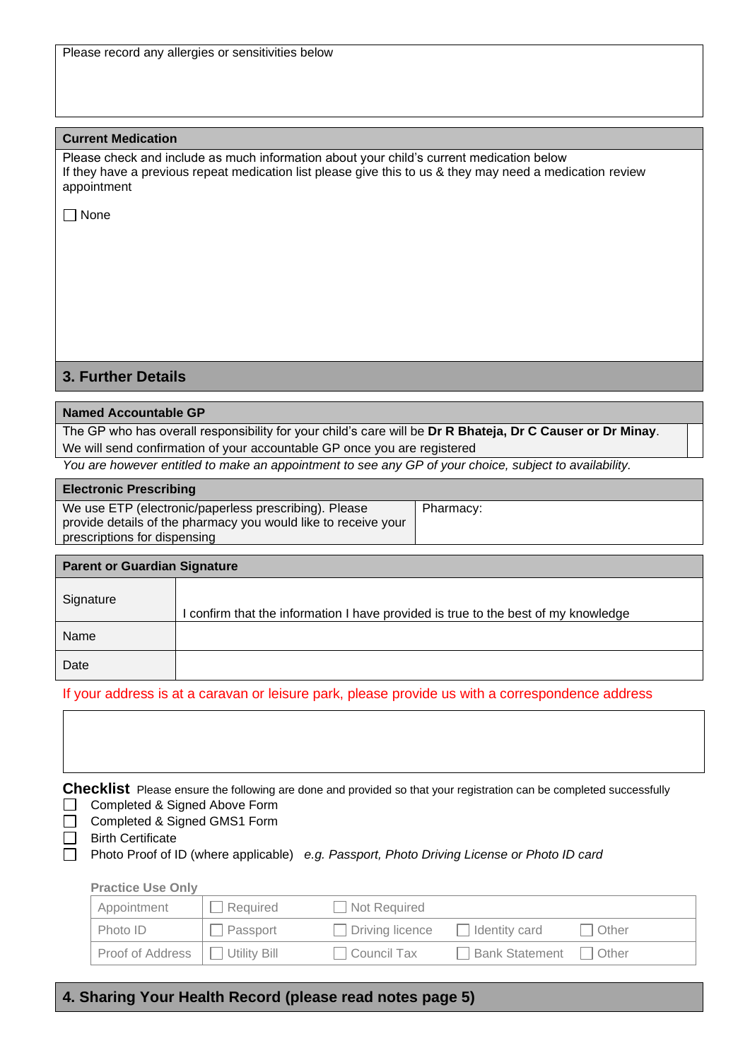Please record any allergies or sensitivities below

### Current Medication

Please check and include as much information about your child's current medication below
If they have a previous repeat medication list please give this to us & they may need a medication review appointment

☐ None

## 3. Further Details

### Named Accountable GP

The GP who has overall responsibility for your child's care will be **Dr R Bhateja, Dr C Causer or Dr Minay**.
We will send confirmation of your accountable GP once you are registered

*You are however entitled to make an appointment to see any GP of your choice, subject to availability.*

### Electronic Prescribing

| We use ETP (electronic/paperless prescribing). Please provide details of the pharmacy you would like to receive your prescriptions for dispensing | Pharmacy: |
|---|---|

### Parent or Guardian Signature

| | |
|---|---|
| Signature | I confirm that the information I have provided is true to the best of my knowledge |
| Name | |
| Date | |

If your address is at a caravan or leisure park, please provide us with a correspondence address

**Checklist** Please ensure the following are done and provided so that your registration can be completed successfully

- ☐ Completed & Signed Above Form
- ☐ Completed & Signed GMS1 Form
- ☐ Birth Certificate
- ☐ Photo Proof of ID (where applicable) *e.g. Passport, Photo Driving License or Photo ID card*

**Practice Use Only**

| | | | | |
|---|---|---|---|---|
| Appointment | ☐ Required | ☐ Not Required | | |
| Photo ID | ☐ Passport | ☐ Driving licence | ☐ Identity card | ☐ Other |
| Proof of Address | ☐ Utility Bill | ☐ Council Tax | ☐ Bank Statement | ☐ Other |

## 4. Sharing Your Health Record (please read notes page 5)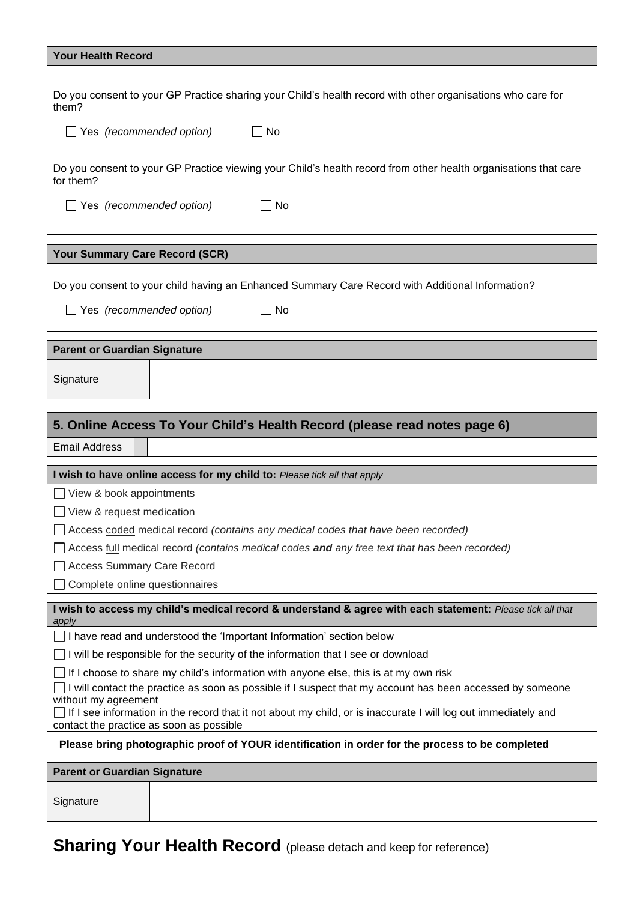**Your Health Record**

Do you consent to your GP Practice sharing your Child's health record with other organisations who care for them?

☐ Yes *(recommended option)* ☐ No

Do you consent to your GP Practice viewing your Child's health record from other health organisations that care for them?

☐ Yes *(recommended option)* ☐ No

**Your Summary Care Record (SCR)**

Do you consent to your child having an Enhanced Summary Care Record with Additional Information?

☐ Yes *(recommended option)* ☐ No

| **Parent or Guardian Signature** | |
|---|---|
| Signature | |

## 5. Online Access To Your Child's Health Record (please read notes page 6)

| Email Address | |
|---|---|

**I wish to have online access for my child to:** *Please tick all that apply*

- ☐ View & book appointments
- ☐ View & request medication
- ☐ Access coded medical record *(contains any medical codes that have been recorded)*
- ☐ Access full medical record *(contains medical codes **and** any free text that has been recorded)*
- ☐ Access Summary Care Record
- ☐ Complete online questionnaires

**I wish to access my child's medical record & understand & agree with each statement:** *Please tick all that apply*

- ☐ I have read and understood the 'Important Information' section below
- ☐ I will be responsible for the security of the information that I see or download
- ☐ If I choose to share my child's information with anyone else, this is at my own risk
- ☐ I will contact the practice as soon as possible if I suspect that my account has been accessed by someone without my agreement
- ☐ If I see information in the record that it not about my child, or is inaccurate I will log out immediately and contact the practice as soon as possible

**Please bring photographic proof of YOUR identification in order for the process to be completed**

| **Parent or Guardian Signature** | |
|---|---|
| Signature | |

## Sharing Your Health Record (please detach and keep for reference)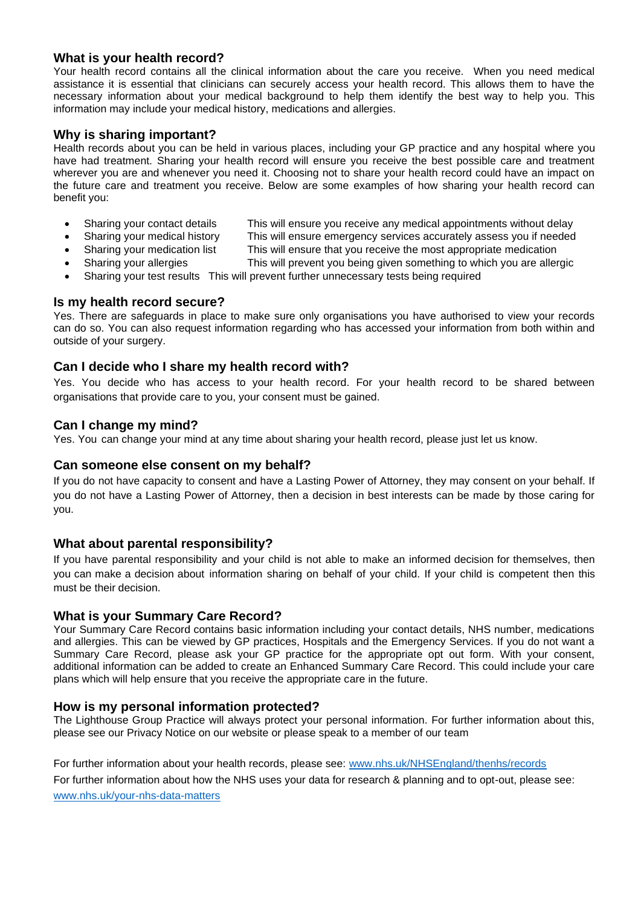## What is your health record?

Your health record contains all the clinical information about the care you receive. When you need medical assistance it is essential that clinicians can securely access your health record. This allows them to have the necessary information about your medical background to help them identify the best way to help you. This information may include your medical history, medications and allergies.

## Why is sharing important?

Health records about you can be held in various places, including your GP practice and any hospital where you have had treatment. Sharing your health record will ensure you receive the best possible care and treatment wherever you are and whenever you need it. Choosing not to share your health record could have an impact on the future care and treatment you receive. Below are some examples of how sharing your health record can benefit you:

- Sharing your contact details — This will ensure you receive any medical appointments without delay
- Sharing your medical history — This will ensure emergency services accurately assess you if needed
- Sharing your medication list — This will ensure that you receive the most appropriate medication
- Sharing your allergies — This will prevent you being given something to which you are allergic
- Sharing your test results — This will prevent further unnecessary tests being required

## Is my health record secure?

Yes. There are safeguards in place to make sure only organisations you have authorised to view your records can do so. You can also request information regarding who has accessed your information from both within and outside of your surgery.

## Can I decide who I share my health record with?

Yes. You decide who has access to your health record. For your health record to be shared between organisations that provide care to you, your consent must be gained.

## Can I change my mind?

Yes. You can change your mind at any time about sharing your health record, please just let us know.

## Can someone else consent on my behalf?

If you do not have capacity to consent and have a Lasting Power of Attorney, they may consent on your behalf. If you do not have a Lasting Power of Attorney, then a decision in best interests can be made by those caring for you.

## What about parental responsibility?

If you have parental responsibility and your child is not able to make an informed decision for themselves, then you can make a decision about information sharing on behalf of your child. If your child is competent then this must be their decision.

## What is your Summary Care Record?

Your Summary Care Record contains basic information including your contact details, NHS number, medications and allergies. This can be viewed by GP practices, Hospitals and the Emergency Services. If you do not want a Summary Care Record, please ask your GP practice for the appropriate opt out form. With your consent, additional information can be added to create an Enhanced Summary Care Record. This could include your care plans which will help ensure that you receive the appropriate care in the future.

## How is my personal information protected?

The Lighthouse Group Practice will always protect your personal information. For further information about this, please see our Privacy Notice on our website or please speak to a member of our team

For further information about your health records, please see: [www.nhs.uk/NHSEngland/thenhs/records](www.nhs.uk/NHSEngland/thenhs/records)

For further information about how the NHS uses your data for research & planning and to opt-out, please see: [www.nhs.uk/your-nhs-data-matters](www.nhs.uk/your-nhs-data-matters)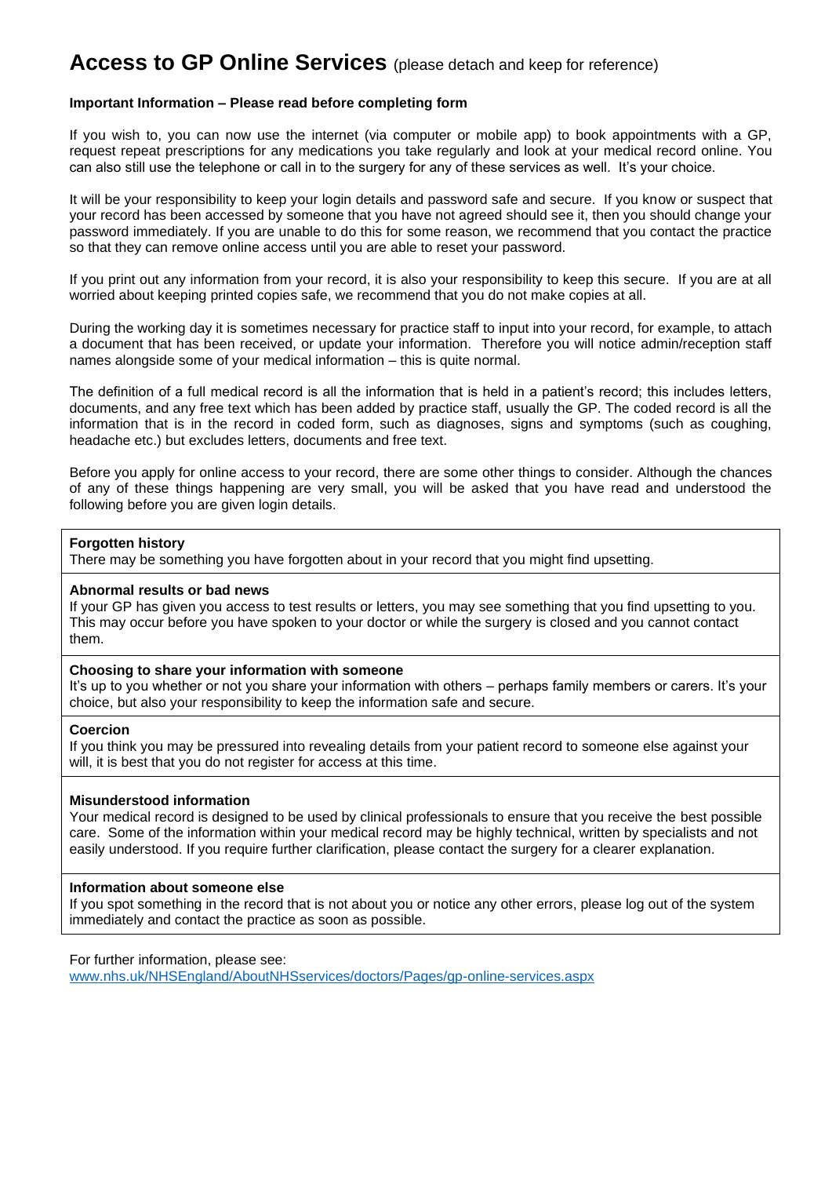# Access to GP Online Services (please detach and keep for reference)

**Important Information – Please read before completing form**

If you wish to, you can now use the internet (via computer or mobile app) to book appointments with a GP, request repeat prescriptions for any medications you take regularly and look at your medical record online. You can also still use the telephone or call in to the surgery for any of these services as well. It's your choice.

It will be your responsibility to keep your login details and password safe and secure. If you know or suspect that your record has been accessed by someone that you have not agreed should see it, then you should change your password immediately. If you are unable to do this for some reason, we recommend that you contact the practice so that they can remove online access until you are able to reset your password.

If you print out any information from your record, it is also your responsibility to keep this secure. If you are at all worried about keeping printed copies safe, we recommend that you do not make copies at all.

During the working day it is sometimes necessary for practice staff to input into your record, for example, to attach a document that has been received, or update your information. Therefore you will notice admin/reception staff names alongside some of your medical information – this is quite normal.

The definition of a full medical record is all the information that is held in a patient's record; this includes letters, documents, and any free text which has been added by practice staff, usually the GP. The coded record is all the information that is in the record in coded form, such as diagnoses, signs and symptoms (such as coughing, headache etc.) but excludes letters, documents and free text.

Before you apply for online access to your record, there are some other things to consider. Although the chances of any of these things happening are very small, you will be asked that you have read and understood the following before you are given login details.

**Forgotten history**
There may be something you have forgotten about in your record that you might find upsetting.

**Abnormal results or bad news**
If your GP has given you access to test results or letters, you may see something that you find upsetting to you. This may occur before you have spoken to your doctor or while the surgery is closed and you cannot contact them.

**Choosing to share your information with someone**
It's up to you whether or not you share your information with others – perhaps family members or carers. It's your choice, but also your responsibility to keep the information safe and secure.

**Coercion**
If you think you may be pressured into revealing details from your patient record to someone else against your will, it is best that you do not register for access at this time.

**Misunderstood information**
Your medical record is designed to be used by clinical professionals to ensure that you receive the best possible care. Some of the information within your medical record may be highly technical, written by specialists and not easily understood. If you require further clarification, please contact the surgery for a clearer explanation.

**Information about someone else**
If you spot something in the record that is not about you or notice any other errors, please log out of the system immediately and contact the practice as soon as possible.

For further information, please see:
www.nhs.uk/NHSEngland/AboutNHSservices/doctors/Pages/gp-online-services.aspx